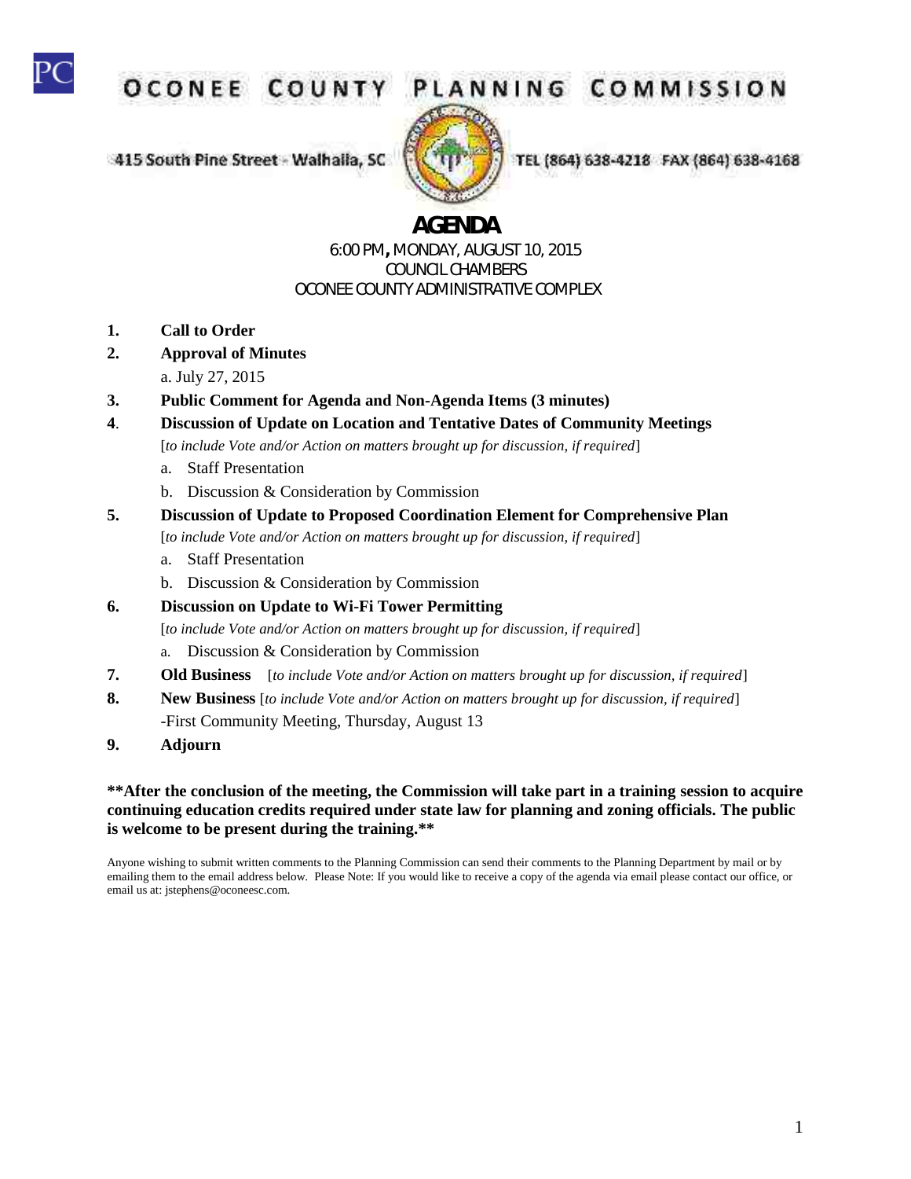# OCONEE COUNTY PLANNING COMMISSION

415 South Pine Street - Walhalla, SC

TEL (864) 638-4218 FAX (864) 638-4168

## AGENDA

6:00 PM, MONDAY, AUGUST 10, 2015
COUNCIL CHAMBERS
OCONEE COUNTY ADMINISTRATIVE COMPLEX

1. **Call to Order**
2. **Approval of Minutes**
   a. July 27, 2015
3. **Public Comment for Agenda and Non-Agenda Items (3 minutes)**
4. **Discussion of Update on Location and Tentative Dates of Community Meetings**
   [*to include Vote and/or Action on matters brought up for discussion, if required*]
   a. Staff Presentation
   b. Discussion & Consideration by Commission
5. **Discussion of Update to Proposed Coordination Element for Comprehensive Plan**
   [*to include Vote and/or Action on matters brought up for discussion, if required*]
   a. Staff Presentation
   b. Discussion & Consideration by Commission
6. **Discussion on Update to Wi-Fi Tower Permitting**
   [*to include Vote and/or Action on matters brought up for discussion, if required*]
   a. Discussion & Consideration by Commission
7. **Old Business** [*to include Vote and/or Action on matters brought up for discussion, if required*]
8. **New Business** [*to include Vote and/or Action on matters brought up for discussion, if required*]
   -First Community Meeting, Thursday, August 13
9. **Adjourn**

****After the conclusion of the meeting, the Commission will take part in a training session to acquire continuing education credits required under state law for planning and zoning officials. The public is welcome to be present during the training.****

Anyone wishing to submit written comments to the Planning Commission can send their comments to the Planning Department by mail or by emailing them to the email address below. Please Note: If you would like to receive a copy of the agenda via email please contact our office, or email us at: jstephens@oconeesc.com.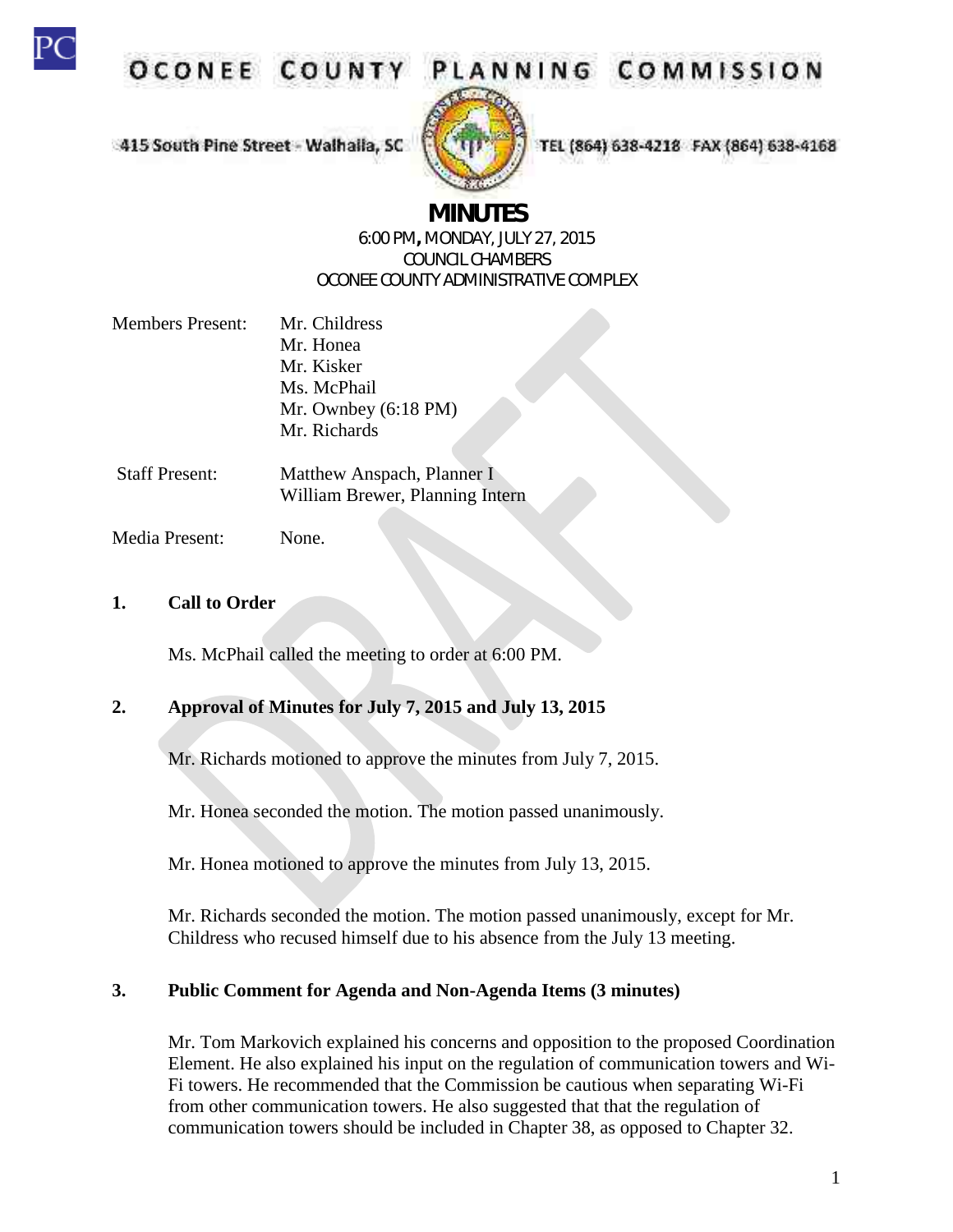# OCONEE COUNTY PLANNING COMMISSION

415 South Pine Street - Walhalla, SC

TEL (864) 638-4218 FAX (864) 638-4168

## MINUTES

6:00 PM, MONDAY, JULY 27, 2015
COUNCIL CHAMBERS
OCONEE COUNTY ADMINISTRATIVE COMPLEX

Members Present: Mr. Childress
Mr. Honea
Mr. Kisker
Ms. McPhail
Mr. Ownbey (6:18 PM)
Mr. Richards

Staff Present: Matthew Anspach, Planner I
William Brewer, Planning Intern

Media Present: None.

**1. Call to Order**

Ms. McPhail called the meeting to order at 6:00 PM.

**2. Approval of Minutes for July 7, 2015 and July 13, 2015**

Mr. Richards motioned to approve the minutes from July 7, 2015.

Mr. Honea seconded the motion. The motion passed unanimously.

Mr. Honea motioned to approve the minutes from July 13, 2015.

Mr. Richards seconded the motion. The motion passed unanimously, except for Mr. Childress who recused himself due to his absence from the July 13 meeting.

**3. Public Comment for Agenda and Non-Agenda Items (3 minutes)**

Mr. Tom Markovich explained his concerns and opposition to the proposed Coordination Element. He also explained his input on the regulation of communication towers and Wi-Fi towers. He recommended that the Commission be cautious when separating Wi-Fi from other communication towers. He also suggested that that the regulation of communication towers should be included in Chapter 38, as opposed to Chapter 32.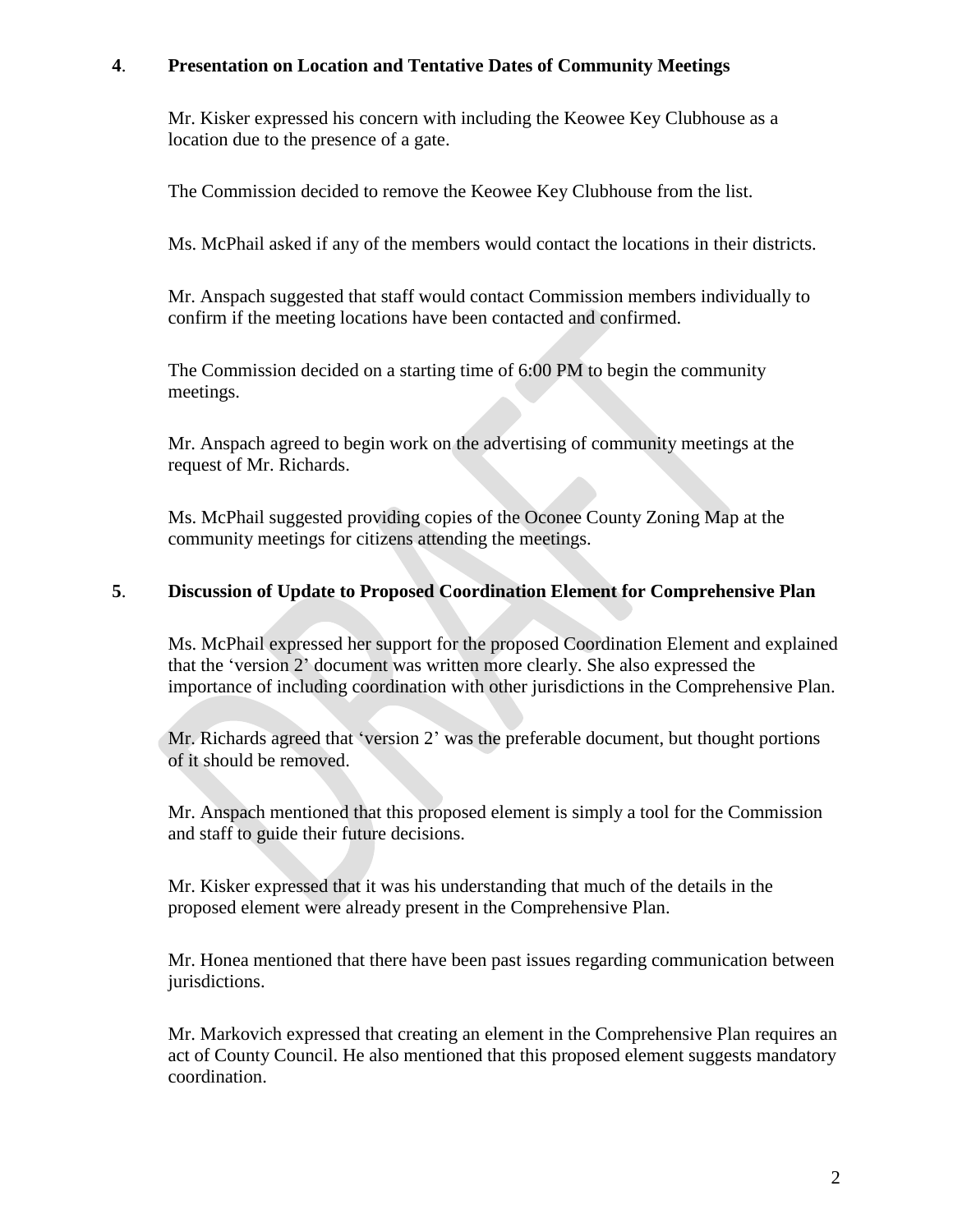**4**. **Presentation on Location and Tentative Dates of Community Meetings**

Mr. Kisker expressed his concern with including the Keowee Key Clubhouse as a location due to the presence of a gate.

The Commission decided to remove the Keowee Key Clubhouse from the list.

Ms. McPhail asked if any of the members would contact the locations in their districts.

Mr. Anspach suggested that staff would contact Commission members individually to confirm if the meeting locations have been contacted and confirmed.

The Commission decided on a starting time of 6:00 PM to begin the community meetings.

Mr. Anspach agreed to begin work on the advertising of community meetings at the request of Mr. Richards.

Ms. McPhail suggested providing copies of the Oconee County Zoning Map at the community meetings for citizens attending the meetings.

**5**. **Discussion of Update to Proposed Coordination Element for Comprehensive Plan**

Ms. McPhail expressed her support for the proposed Coordination Element and explained that the 'version 2' document was written more clearly. She also expressed the importance of including coordination with other jurisdictions in the Comprehensive Plan.

Mr. Richards agreed that 'version 2' was the preferable document, but thought portions of it should be removed.

Mr. Anspach mentioned that this proposed element is simply a tool for the Commission and staff to guide their future decisions.

Mr. Kisker expressed that it was his understanding that much of the details in the proposed element were already present in the Comprehensive Plan.

Mr. Honea mentioned that there have been past issues regarding communication between jurisdictions.

Mr. Markovich expressed that creating an element in the Comprehensive Plan requires an act of County Council. He also mentioned that this proposed element suggests mandatory coordination.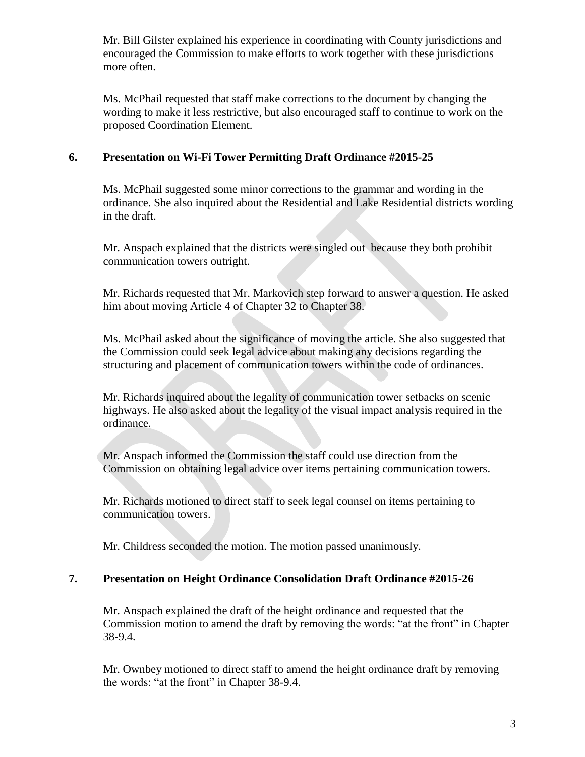Mr. Bill Gilster explained his experience in coordinating with County jurisdictions and encouraged the Commission to make efforts to work together with these jurisdictions more often.

Ms. McPhail requested that staff make corrections to the document by changing the wording to make it less restrictive, but also encouraged staff to continue to work on the proposed Coordination Element.

## 6. Presentation on Wi-Fi Tower Permitting Draft Ordinance #2015-25

Ms. McPhail suggested some minor corrections to the grammar and wording in the ordinance. She also inquired about the Residential and Lake Residential districts wording in the draft.

Mr. Anspach explained that the districts were singled out because they both prohibit communication towers outright.

Mr. Richards requested that Mr. Markovich step forward to answer a question. He asked him about moving Article 4 of Chapter 32 to Chapter 38.

Ms. McPhail asked about the significance of moving the article. She also suggested that the Commission could seek legal advice about making any decisions regarding the structuring and placement of communication towers within the code of ordinances.

Mr. Richards inquired about the legality of communication tower setbacks on scenic highways. He also asked about the legality of the visual impact analysis required in the ordinance.

Mr. Anspach informed the Commission the staff could use direction from the Commission on obtaining legal advice over items pertaining communication towers.

Mr. Richards motioned to direct staff to seek legal counsel on items pertaining to communication towers.

Mr. Childress seconded the motion. The motion passed unanimously.

## 7. Presentation on Height Ordinance Consolidation Draft Ordinance #2015-26

Mr. Anspach explained the draft of the height ordinance and requested that the Commission motion to amend the draft by removing the words: "at the front" in Chapter 38-9.4.

Mr. Ownbey motioned to direct staff to amend the height ordinance draft by removing the words: "at the front" in Chapter 38-9.4.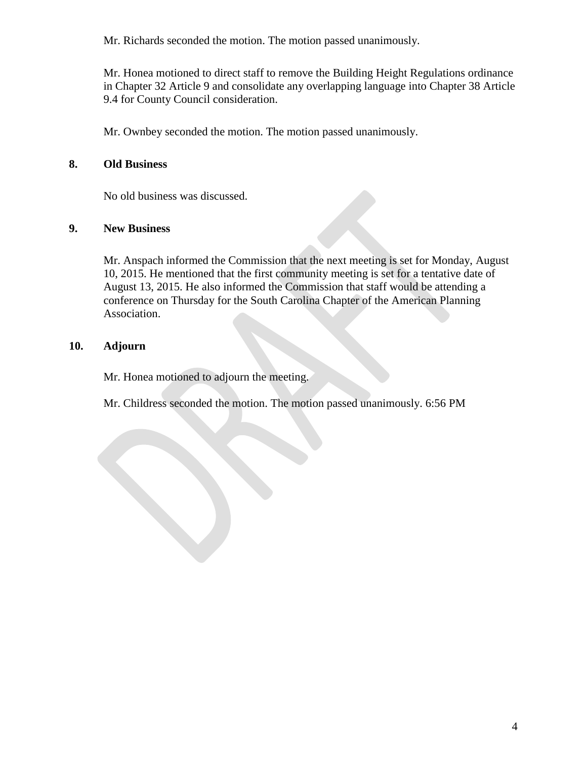Mr. Richards seconded the motion. The motion passed unanimously.

Mr. Honea motioned to direct staff to remove the Building Height Regulations ordinance in Chapter 32 Article 9 and consolidate any overlapping language into Chapter 38 Article 9.4 for County Council consideration.

Mr. Ownbey seconded the motion. The motion passed unanimously.

## 8. Old Business

No old business was discussed.

## 9. New Business

Mr. Anspach informed the Commission that the next meeting is set for Monday, August 10, 2015. He mentioned that the first community meeting is set for a tentative date of August 13, 2015. He also informed the Commission that staff would be attending a conference on Thursday for the South Carolina Chapter of the American Planning Association.

## 10. Adjourn

Mr. Honea motioned to adjourn the meeting.

Mr. Childress seconded the motion. The motion passed unanimously. 6:56 PM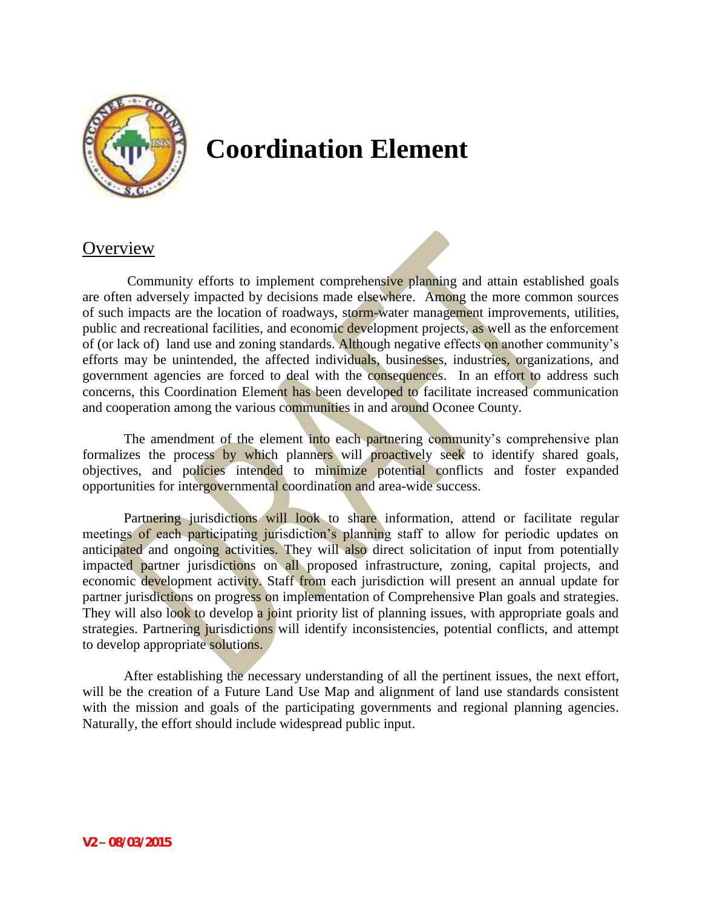# Coordination Element

## Overview

Community efforts to implement comprehensive planning and attain established goals are often adversely impacted by decisions made elsewhere. Among the more common sources of such impacts are the location of roadways, storm-water management improvements, utilities, public and recreational facilities, and economic development projects, as well as the enforcement of (or lack of) land use and zoning standards. Although negative effects on another community's efforts may be unintended, the affected individuals, businesses, industries, organizations, and government agencies are forced to deal with the consequences. In an effort to address such concerns, this Coordination Element has been developed to facilitate increased communication and cooperation among the various communities in and around Oconee County.

The amendment of the element into each partnering community's comprehensive plan formalizes the process by which planners will proactively seek to identify shared goals, objectives, and policies intended to minimize potential conflicts and foster expanded opportunities for intergovernmental coordination and area-wide success.

Partnering jurisdictions will look to share information, attend or facilitate regular meetings of each participating jurisdiction's planning staff to allow for periodic updates on anticipated and ongoing activities. They will also direct solicitation of input from potentially impacted partner jurisdictions on all proposed infrastructure, zoning, capital projects, and economic development activity. Staff from each jurisdiction will present an annual update for partner jurisdictions on progress on implementation of Comprehensive Plan goals and strategies. They will also look to develop a joint priority list of planning issues, with appropriate goals and strategies. Partnering jurisdictions will identify inconsistencies, potential conflicts, and attempt to develop appropriate solutions.

After establishing the necessary understanding of all the pertinent issues, the next effort, will be the creation of a Future Land Use Map and alignment of land use standards consistent with the mission and goals of the participating governments and regional planning agencies. Naturally, the effort should include widespread public input.

**V2 – 08/03/2015**